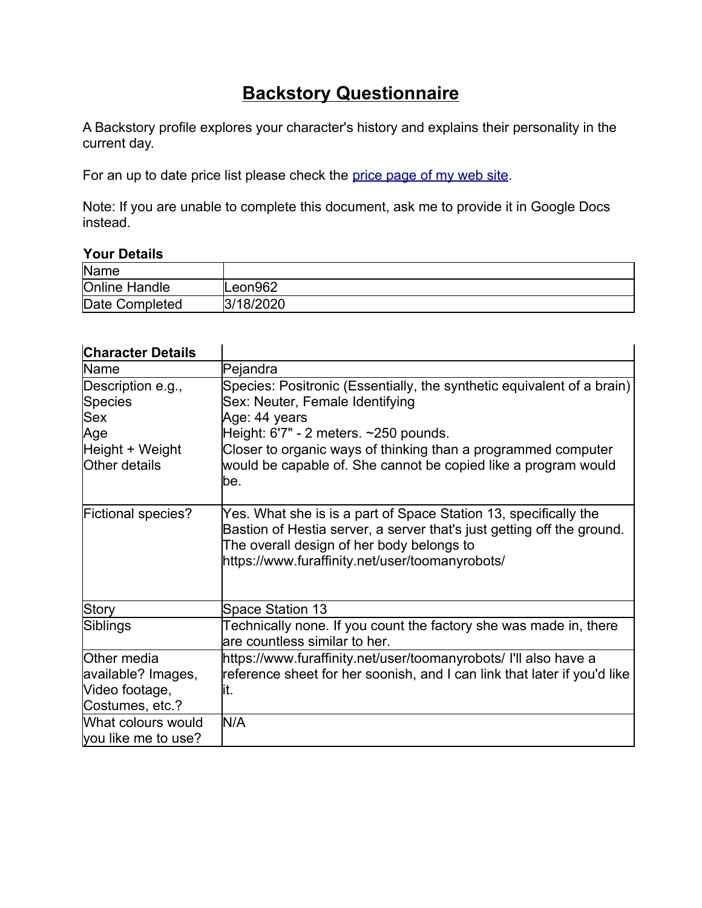# Backstory Questionnaire

A Backstory profile explores your character's history and explains their personality in the current day.

For an up to date price list please check the [price page of my web site](#).

Note: If you are unable to complete this document, ask me to provide it in Google Docs instead.

**Your Details**

| Name | |
|---|---|
| Online Handle | Leon962 |
| Date Completed | 3/18/2020 |

| **Character Details** | |
|---|---|
| Name | Pejandra |
| Description e.g.,<br>Species<br>Sex<br>Age<br>Height + Weight<br>Other details | Species: Positronic (Essentially, the synthetic equivalent of a brain)<br>Sex: Neuter, Female Identifying<br>Age: 44 years<br>Height: 6'7" - 2 meters. ~250 pounds.<br>Closer to organic ways of thinking than a programmed computer would be capable of. She cannot be copied like a program would be. |
| Fictional species? | Yes. What she is is a part of Space Station 13, specifically the Bastion of Hestia server, a server that's just getting off the ground. The overall design of her body belongs to https://www.furaffinity.net/user/toomanyrobots/ |
| Story | Space Station 13 |
| Siblings | Technically none. If you count the factory she was made in, there are countless similar to her. |
| Other media available? Images, Video footage, Costumes, etc.? | https://www.furaffinity.net/user/toomanyrobots/ I'll also have a reference sheet for her soonish, and I can link that later if you'd like it. |
| What colours would you like me to use? | N/A |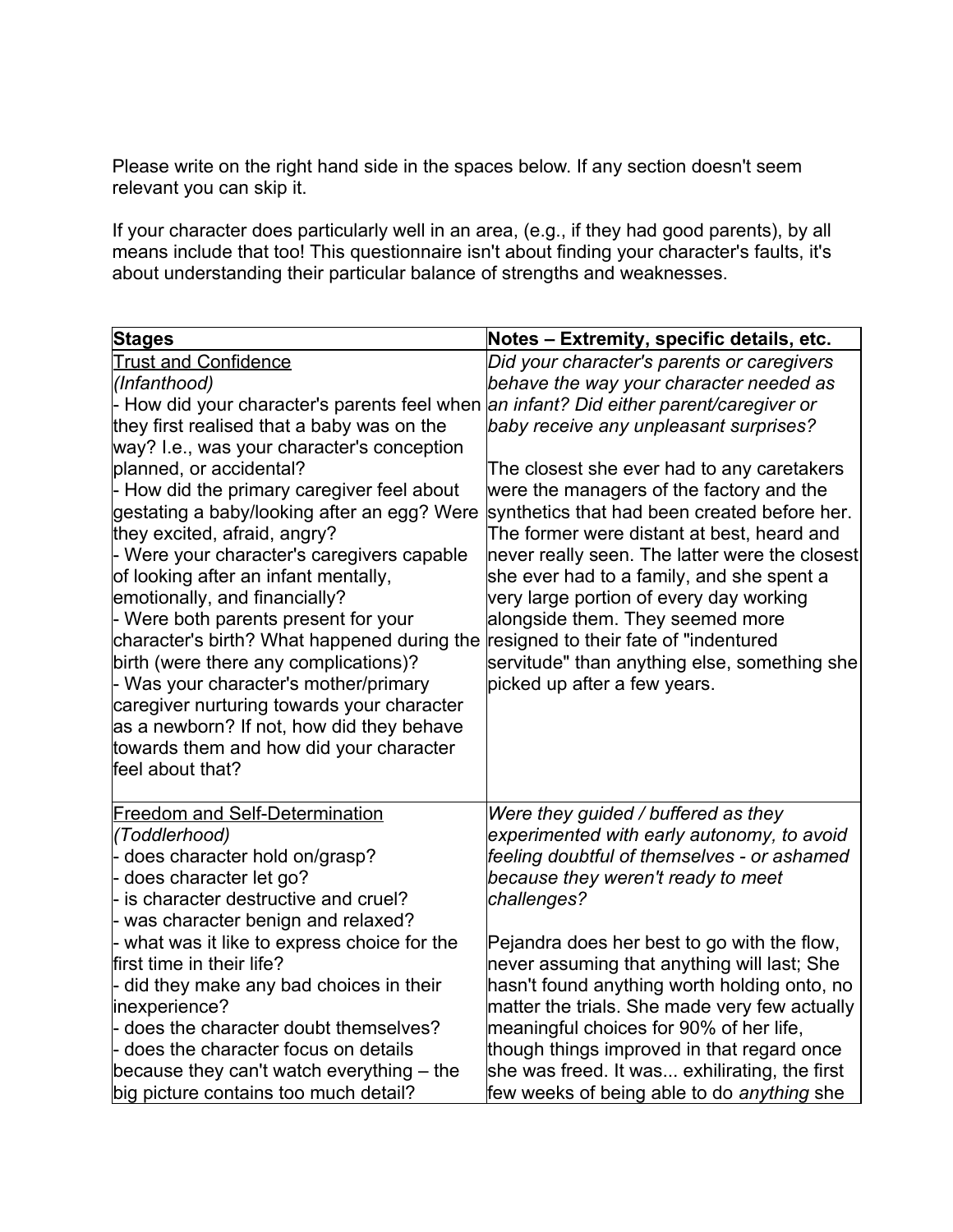Please write on the right hand side in the spaces below. If any section doesn't seem relevant you can skip it.

If your character does particularly well in an area, (e.g., if they had good parents), by all means include that too! This questionnaire isn't about finding your character's faults, it's about understanding their particular balance of strengths and weaknesses.

| **Stages** | **Notes – Extremity, specific details, etc.** |
|---|---|
| <u>Trust and Confidence</u><br>*(Infanthood)*<br>- How did your character's parents feel when they first realised that a baby was on the way? I.e., was your character's conception planned, or accidental?<br>- How did the primary caregiver feel about gestating a baby/looking after an egg? Were they excited, afraid, angry?<br>- Were your character's caregivers capable of looking after an infant mentally, emotionally, and financially?<br>- Were both parents present for your character's birth? What happened during the birth (were there any complications)?<br>- Was your character's mother/primary caregiver nurturing towards your character as a newborn? If not, how did they behave towards them and how did your character feel about that? | *Did your character's parents or caregivers behave the way your character needed as an infant? Did either parent/caregiver or baby receive any unpleasant surprises?*<br><br>The closest she ever had to any caretakers were the managers of the factory and the synthetics that had been created before her. The former were distant at best, heard and never really seen. The latter were the closest she ever had to a family, and she spent a very large portion of every day working alongside them. They seemed more resigned to their fate of "indentured servitude" than anything else, something she picked up after a few years. |
| <u>Freedom and Self-Determination</u><br>*(Toddlerhood)*<br>- does character hold on/grasp?<br>- does character let go?<br>- is character destructive and cruel?<br>- was character benign and relaxed?<br>- what was it like to express choice for the first time in their life?<br>- did they make any bad choices in their inexperience?<br>- does the character doubt themselves?<br>- does the character focus on details because they can't watch everything – the big picture contains too much detail? | *Were they guided / buffered as they experimented with early autonomy, to avoid feeling doubtful of themselves - or ashamed because they weren't ready to meet challenges?*<br><br>Pejandra does her best to go with the flow, never assuming that anything will last; She hasn't found anything worth holding onto, no matter the trials. She made very few actually meaningful choices for 90% of her life, though things improved in that regard once she was freed. It was... exhilirating, the first few weeks of being able to do *anything* she |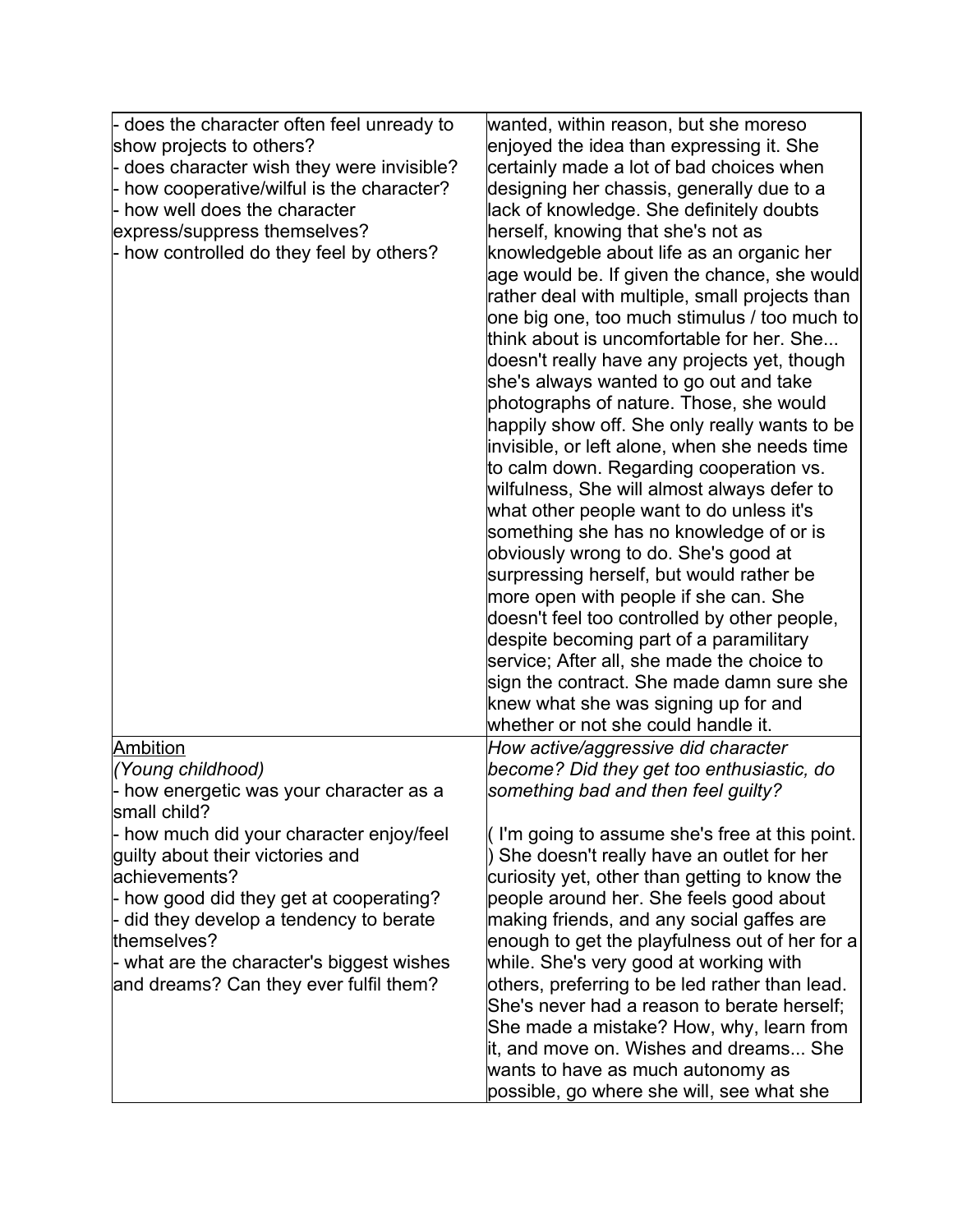| | |
|---|---|
| - does the character often feel unready to show projects to others?<br>- does character wish they were invisible?<br>- how cooperative/wilful is the character?<br>- how well does the character express/suppress themselves?<br>- how controlled do they feel by others? | wanted, within reason, but she moreso enjoyed the idea than expressing it. She certainly made a lot of bad choices when designing her chassis, generally due to a lack of knowledge. She definitely doubts herself, knowing that she's not as knowledgeble about life as an organic her age would be. If given the chance, she would rather deal with multiple, small projects than one big one, too much stimulus / too much to think about is uncomfortable for her. She... doesn't really have any projects yet, though she's always wanted to go out and take photographs of nature. Those, she would happily show off. She only really wants to be invisible, or left alone, when she needs time to calm down. Regarding cooperation vs. wilfulness, She will almost always defer to what other people want to do unless it's something she has no knowledge of or is obviously wrong to do. She's good at surpressing herself, but would rather be more open with people if she can. She doesn't feel too controlled by other people, despite becoming part of a paramilitary service; After all, she made the choice to sign the contract. She made damn sure she knew what she was signing up for and whether or not she could handle it. |
| <u>Ambition</u><br>*(Young childhood)*<br>- how energetic was your character as a small child?<br>- how much did your character enjoy/feel guilty about their victories and achievements?<br>- how good did they get at cooperating?<br>- did they develop a tendency to berate themselves?<br>- what are the character's biggest wishes and dreams? Can they ever fulfil them? | *How active/aggressive did character become? Did they get too enthusiastic, do something bad and then feel guilty?*<br><br>( I'm going to assume she's free at this point. ) She doesn't really have an outlet for her curiosity yet, other than getting to know the people around her. She feels good about making friends, and any social gaffes are enough to get the playfulness out of her for a while. She's very good at working with others, preferring to be led rather than lead. She's never had a reason to berate herself; She made a mistake? How, why, learn from it, and move on. Wishes and dreams... She wants to have as much autonomy as possible, go where she will, see what she |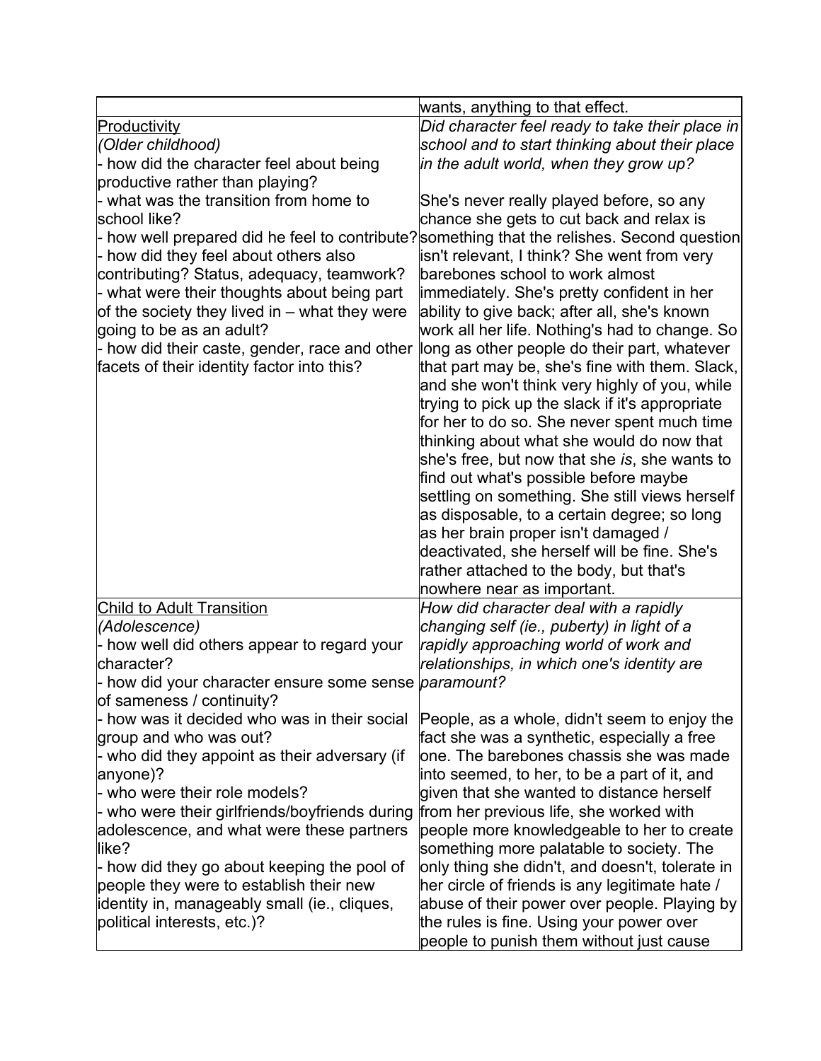| | |
|---|---|
| | wants, anything to that effect. |
| <u>Productivity</u><br>*(Older childhood)*<br>- how did the character feel about being productive rather than playing?<br>- what was the transition from home to school like?<br>- how well prepared did he feel to contribute?<br>- how did they feel about others also contributing? Status, adequacy, teamwork?<br>- what were their thoughts about being part of the society they lived in – what they were going to be as an adult?<br>- how did their caste, gender, race and other facets of their identity factor into this? | *Did character feel ready to take their place in school and to start thinking about their place in the adult world, when they grow up?*<br><br>She's never really played before, so any chance she gets to cut back and relax is something that the relishes. Second question isn't relevant, I think? She went from very barebones school to work almost immediately. She's pretty confident in her ability to give back; after all, she's known work all her life. Nothing's had to change. So long as other people do their part, whatever that part may be, she's fine with them. Slack, and she won't think very highly of you, while trying to pick up the slack if it's appropriate for her to do so. She never spent much time thinking about what she would do now that she's free, but now that she *is*, she wants to find out what's possible before maybe settling on something. She still views herself as disposable, to a certain degree; so long as her brain proper isn't damaged / deactivated, she herself will be fine. She's rather attached to the body, but that's nowhere near as important. |
| <u>Child to Adult Transition</u><br>*(Adolescence)*<br>- how well did others appear to regard your character?<br>- how did your character ensure some sense of sameness / continuity?<br>- how was it decided who was in their social group and who was out?<br>- who did they appoint as their adversary (if anyone)?<br>- who were their role models?<br>- who were their girlfriends/boyfriends during adolescence, and what were these partners like?<br>- how did they go about keeping the pool of people they were to establish their new identity in, manageably small (ie., cliques, political interests, etc.)? | *How did character deal with a rapidly changing self (ie., puberty) in light of a rapidly approaching world of work and relationships, in which one's identity are paramount?*<br><br>People, as a whole, didn't seem to enjoy the fact she was a synthetic, especially a free one. The barebones chassis she was made into seemed, to her, to be a part of it, and given that she wanted to distance herself from her previous life, she worked with people more knowledgeable to her to create something more palatable to society. The only thing she didn't, and doesn't, tolerate in her circle of friends is any legitimate hate / abuse of their power over people. Playing by the rules is fine. Using your power over people to punish them without just cause |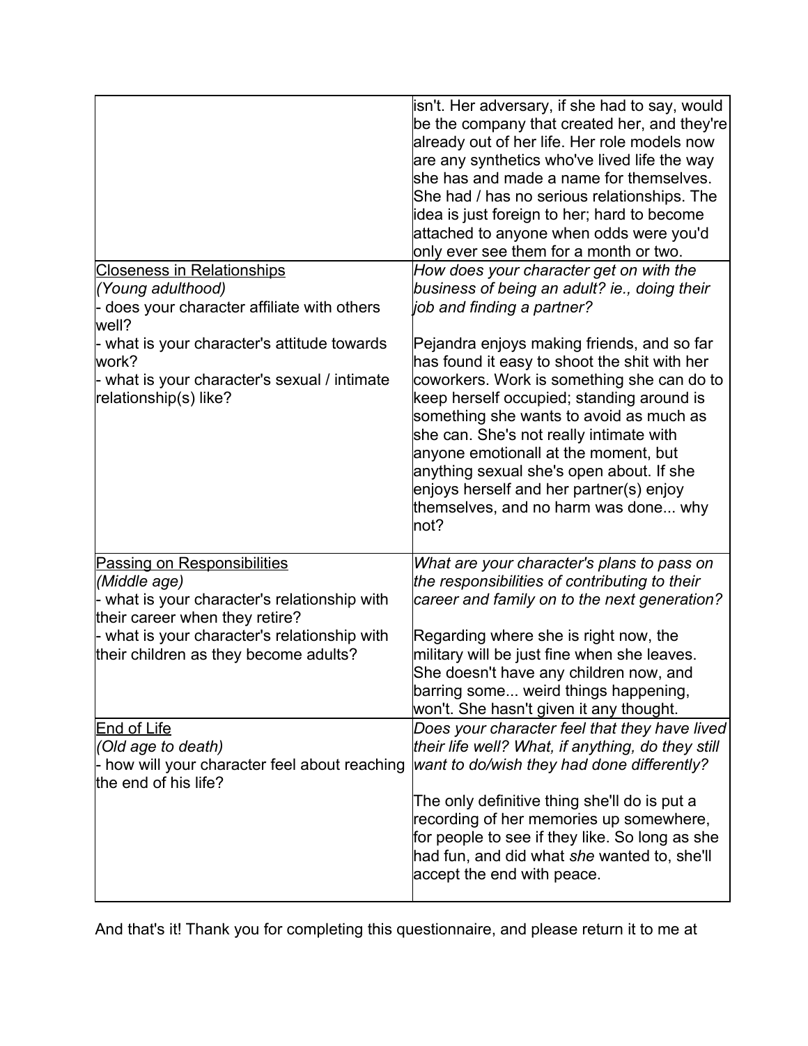| | |
|---|---|
| | isn't. Her adversary, if she had to say, would be the company that created her, and they're already out of her life. Her role models now are any synthetics who've lived life the way she has and made a name for themselves. She had / has no serious relationships. The idea is just foreign to her; hard to become attached to anyone when odds were you'd only ever see them for a month or two. |
| <u>Closeness in Relationships</u><br>*(Young adulthood)*<br>- does your character affiliate with others well?<br>- what is your character's attitude towards work?<br>- what is your character's sexual / intimate relationship(s) like? | *How does your character get on with the business of being an adult? ie., doing their job and finding a partner?*<br><br>Pejandra enjoys making friends, and so far has found it easy to shoot the shit with her coworkers. Work is something she can do to keep herself occupied; standing around is something she wants to avoid as much as she can. She's not really intimate with anyone emotionall at the moment, but anything sexual she's open about. If she enjoys herself and her partner(s) enjoy themselves, and no harm was done... why not? |
| <u>Passing on Responsibilities</u><br>*(Middle age)*<br>- what is your character's relationship with their career when they retire?<br>- what is your character's relationship with their children as they become adults? | *What are your character's plans to pass on the responsibilities of contributing to their career and family on to the next generation?*<br><br>Regarding where she is right now, the military will be just fine when she leaves. She doesn't have any children now, and barring some... weird things happening, won't. She hasn't given it any thought. |
| <u>End of Life</u><br>*(Old age to death)*<br>- how will your character feel about reaching the end of his life? | *Does your character feel that they have lived their life well? What, if anything, do they still want to do/wish they had done differently?*<br><br>The only definitive thing she'll do is put a recording of her memories up somewhere, for people to see if they like. So long as she had fun, and did what *she* wanted to, she'll accept the end with peace. |

And that's it! Thank you for completing this questionnaire, and please return it to me at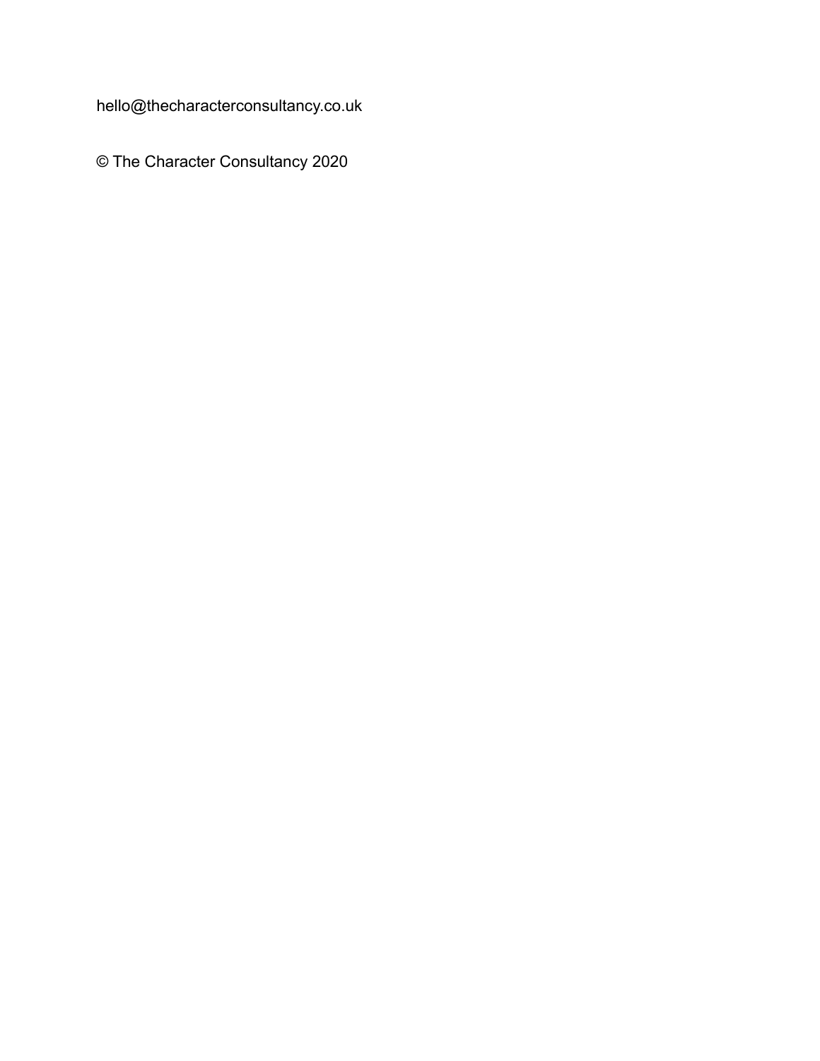hello@thecharacterconsultancy.co.uk

© The Character Consultancy 2020